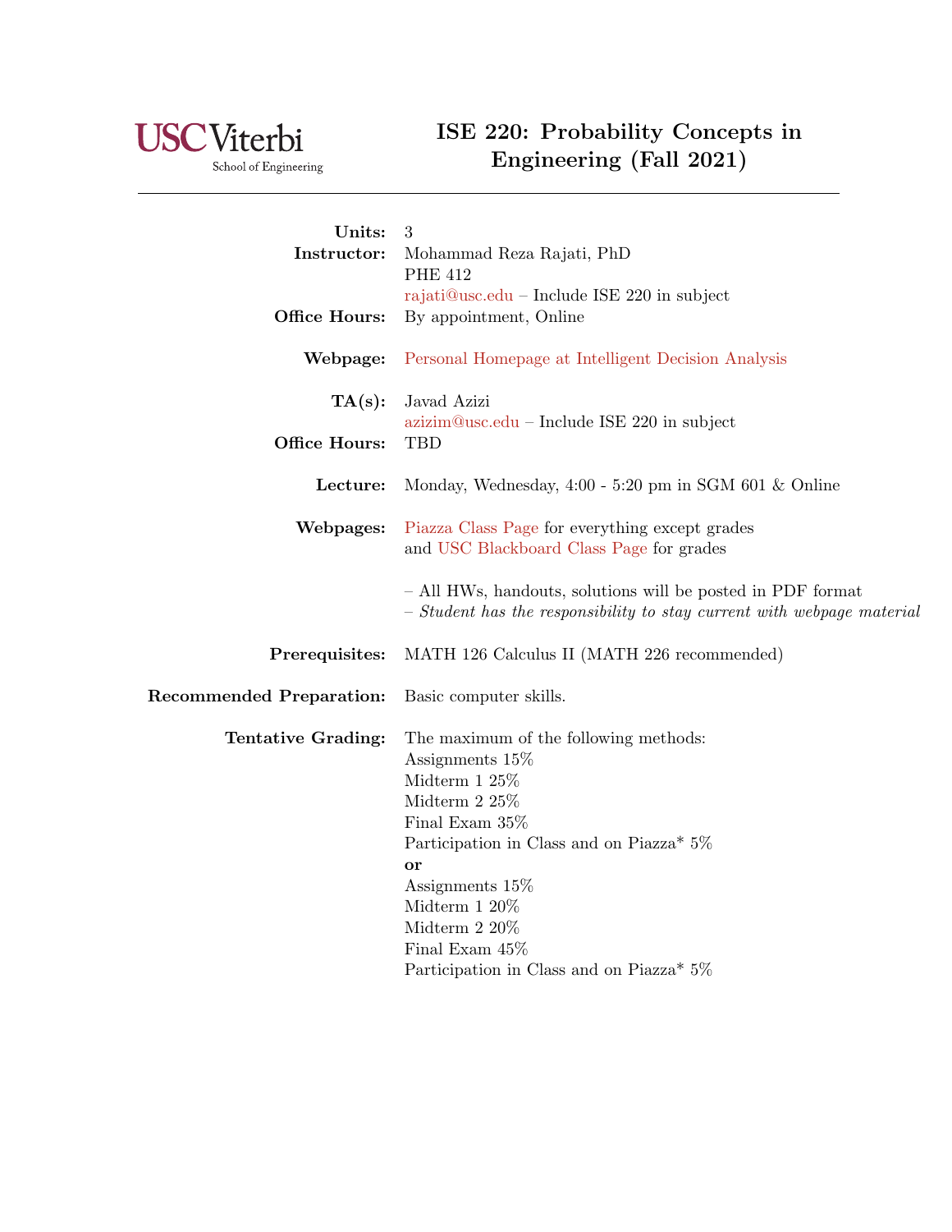USC Viterbi School of Engineering

# ISE 220: Probability Concepts in Engineering (Fall 2021)

**Units:** 3

**Instructor:** Mohammad Reza Rajati, PhD
PHE 412
rajati@usc.edu – Include ISE 220 in subject

**Office Hours:** By appointment, Online

**Webpage:** Personal Homepage at Intelligent Decision Analysis

**TA(s):** Javad Azizi
azizim@usc.edu – Include ISE 220 in subject

**Office Hours:** TBD

**Lecture:** Monday, Wednesday, 4:00 - 5:20 pm in SGM 601 & Online

**Webpages:** Piazza Class Page for everything except grades
and USC Blackboard Class Page for grades

– All HWs, handouts, solutions will be posted in PDF format
– *Student has the responsibility to stay current with webpage material*

**Prerequisites:** MATH 126 Calculus II (MATH 226 recommended)

**Recommended Preparation:** Basic computer skills.

**Tentative Grading:** The maximum of the following methods:
Assignments 15%
Midterm 1 25%
Midterm 2 25%
Final Exam 35%
Participation in Class and on Piazza* 5%
**or**
Assignments 15%
Midterm 1 20%
Midterm 2 20%
Final Exam 45%
Participation in Class and on Piazza* 5%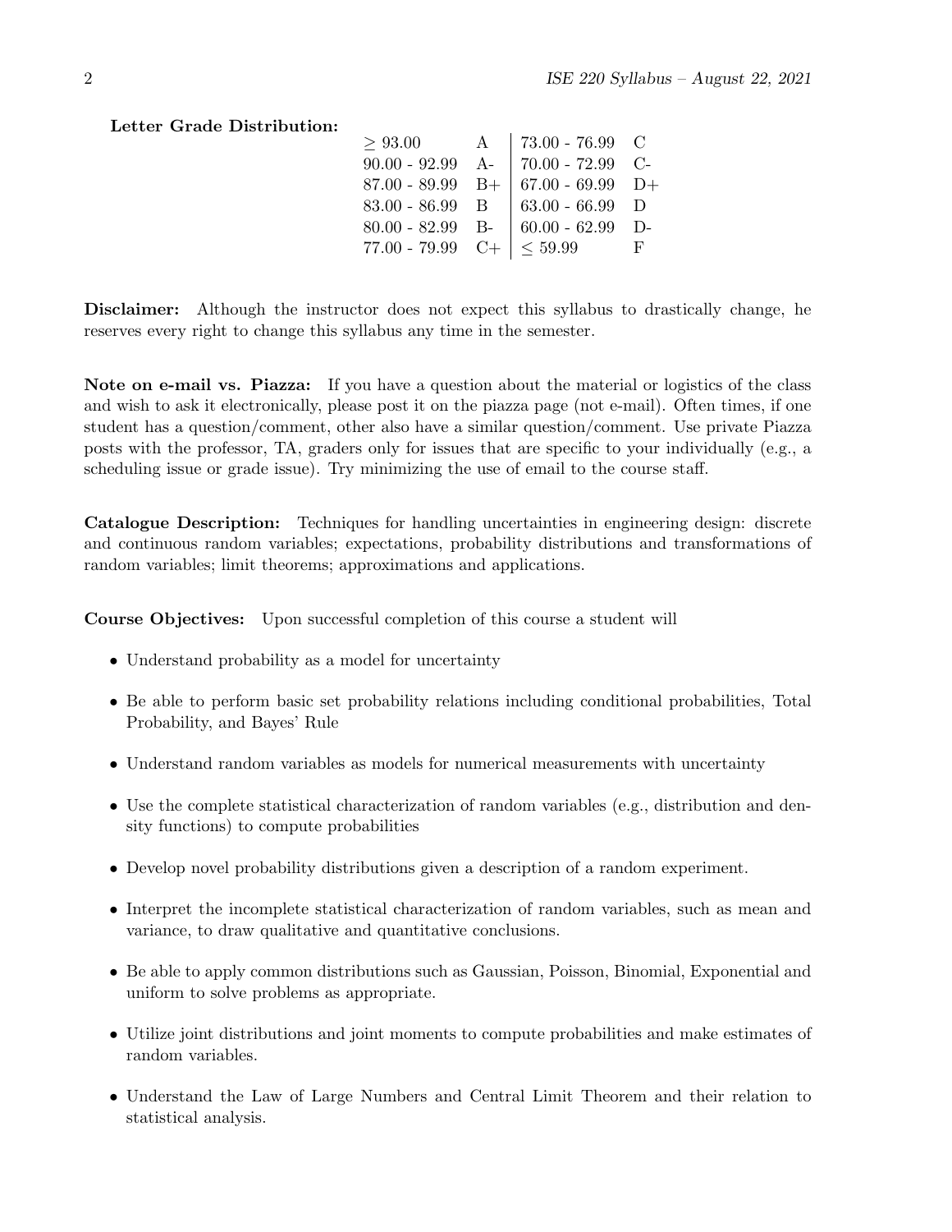**Letter Grade Distribution:**

| Range | Grade | Range | Grade |
|---|---|---|---|
| $\geq$ 93.00 | A | 73.00 - 76.99 | C |
| 90.00 - 92.99 | A- | 70.00 - 72.99 | C- |
| 87.00 - 89.99 | B+ | 67.00 - 69.99 | D+ |
| 83.00 - 86.99 | B | 63.00 - 66.99 | D |
| 80.00 - 82.99 | B- | 60.00 - 62.99 | D- |
| 77.00 - 79.99 | C+ | $\leq$ 59.99 | F |

**Disclaimer:** Although the instructor does not expect this syllabus to drastically change, he reserves every right to change this syllabus any time in the semester.

**Note on e-mail vs. Piazza:** If you have a question about the material or logistics of the class and wish to ask it electronically, please post it on the piazza page (not e-mail). Often times, if one student has a question/comment, other also have a similar question/comment. Use private Piazza posts with the professor, TA, graders only for issues that are specific to your individually (e.g., a scheduling issue or grade issue). Try minimizing the use of email to the course staff.

**Catalogue Description:** Techniques for handling uncertainties in engineering design: discrete and continuous random variables; expectations, probability distributions and transformations of random variables; limit theorems; approximations and applications.

**Course Objectives:** Upon successful completion of this course a student will

- Understand probability as a model for uncertainty
- Be able to perform basic set probability relations including conditional probabilities, Total Probability, and Bayes' Rule
- Understand random variables as models for numerical measurements with uncertainty
- Use the complete statistical characterization of random variables (e.g., distribution and density functions) to compute probabilities
- Develop novel probability distributions given a description of a random experiment.
- Interpret the incomplete statistical characterization of random variables, such as mean and variance, to draw qualitative and quantitative conclusions.
- Be able to apply common distributions such as Gaussian, Poisson, Binomial, Exponential and uniform to solve problems as appropriate.
- Utilize joint distributions and joint moments to compute probabilities and make estimates of random variables.
- Understand the Law of Large Numbers and Central Limit Theorem and their relation to statistical analysis.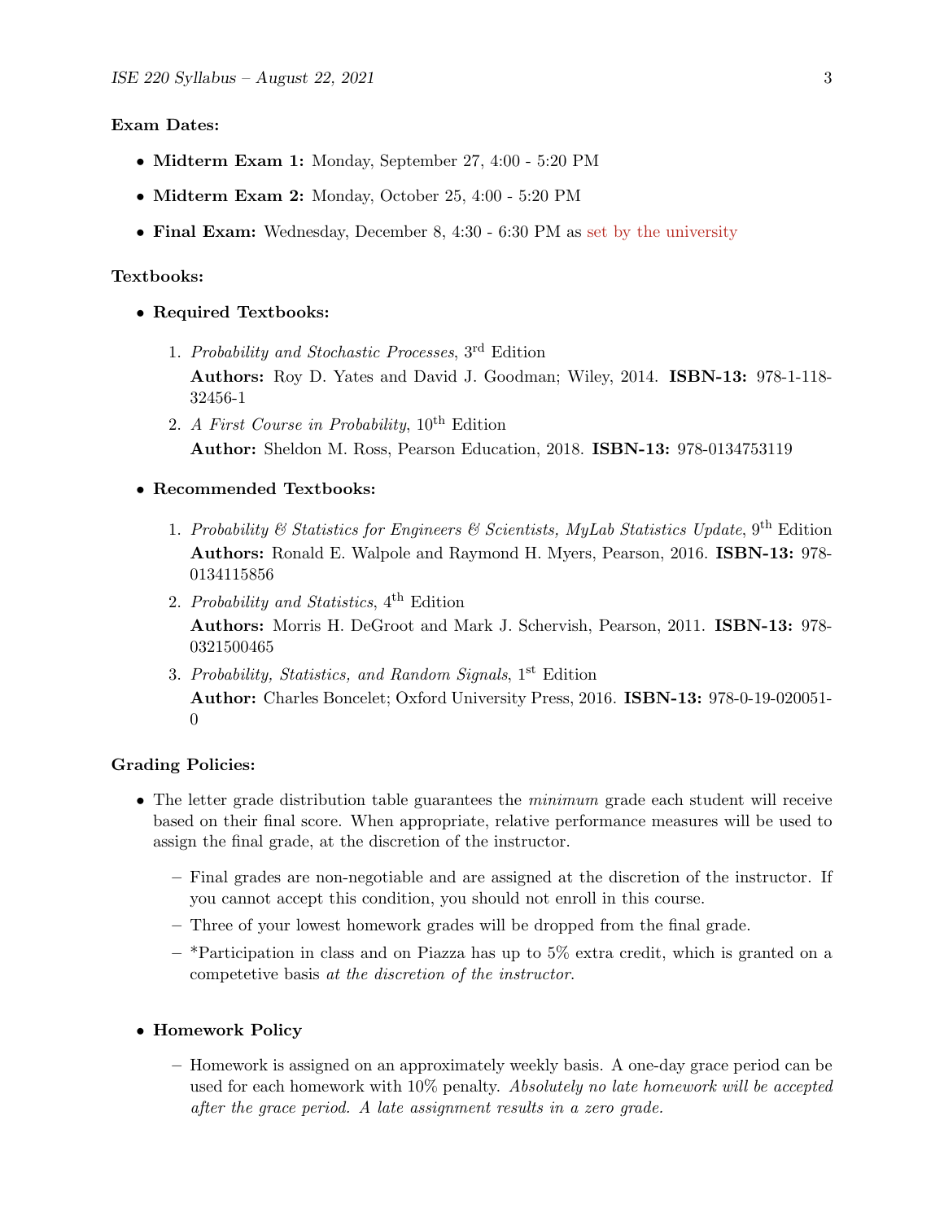**Exam Dates:**

- **Midterm Exam 1:** Monday, September 27, 4:00 - 5:20 PM
- **Midterm Exam 2:** Monday, October 25, 4:00 - 5:20 PM
- **Final Exam:** Wednesday, December 8, 4:30 - 6:30 PM as set by the university

**Textbooks:**

- **Required Textbooks:**
  1. *Probability and Stochastic Processes*, 3rd Edition
     **Authors:** Roy D. Yates and David J. Goodman; Wiley, 2014. **ISBN-13:** 978-1-118-32456-1
  2. *A First Course in Probability*, 10th Edition
     **Author:** Sheldon M. Ross, Pearson Education, 2018. **ISBN-13:** 978-0134753119

- **Recommended Textbooks:**
  1. *Probability & Statistics for Engineers & Scientists, MyLab Statistics Update*, 9th Edition
     **Authors:** Ronald E. Walpole and Raymond H. Myers, Pearson, 2016. **ISBN-13:** 978-0134115856
  2. *Probability and Statistics*, 4th Edition
     **Authors:** Morris H. DeGroot and Mark J. Schervish, Pearson, 2011. **ISBN-13:** 978-0321500465
  3. *Probability, Statistics, and Random Signals*, 1st Edition
     **Author:** Charles Boncelet; Oxford University Press, 2016. **ISBN-13:** 978-0-19-020051-0

**Grading Policies:**

- The letter grade distribution table guarantees the *minimum* grade each student will receive based on their final score. When appropriate, relative performance measures will be used to assign the final grade, at the discretion of the instructor.
  - Final grades are non-negotiable and are assigned at the discretion of the instructor. If you cannot accept this condition, you should not enroll in this course.
  - Three of your lowest homework grades will be dropped from the final grade.
  - *Participation in class and on Piazza has up to 5% extra credit, which is granted on a competetive basis *at the discretion of the instructor*.

- **Homework Policy**
  - Homework is assigned on an approximately weekly basis. A one-day grace period can be used for each homework with 10% penalty. *Absolutely no late homework will be accepted after the grace period. A late assignment results in a zero grade.*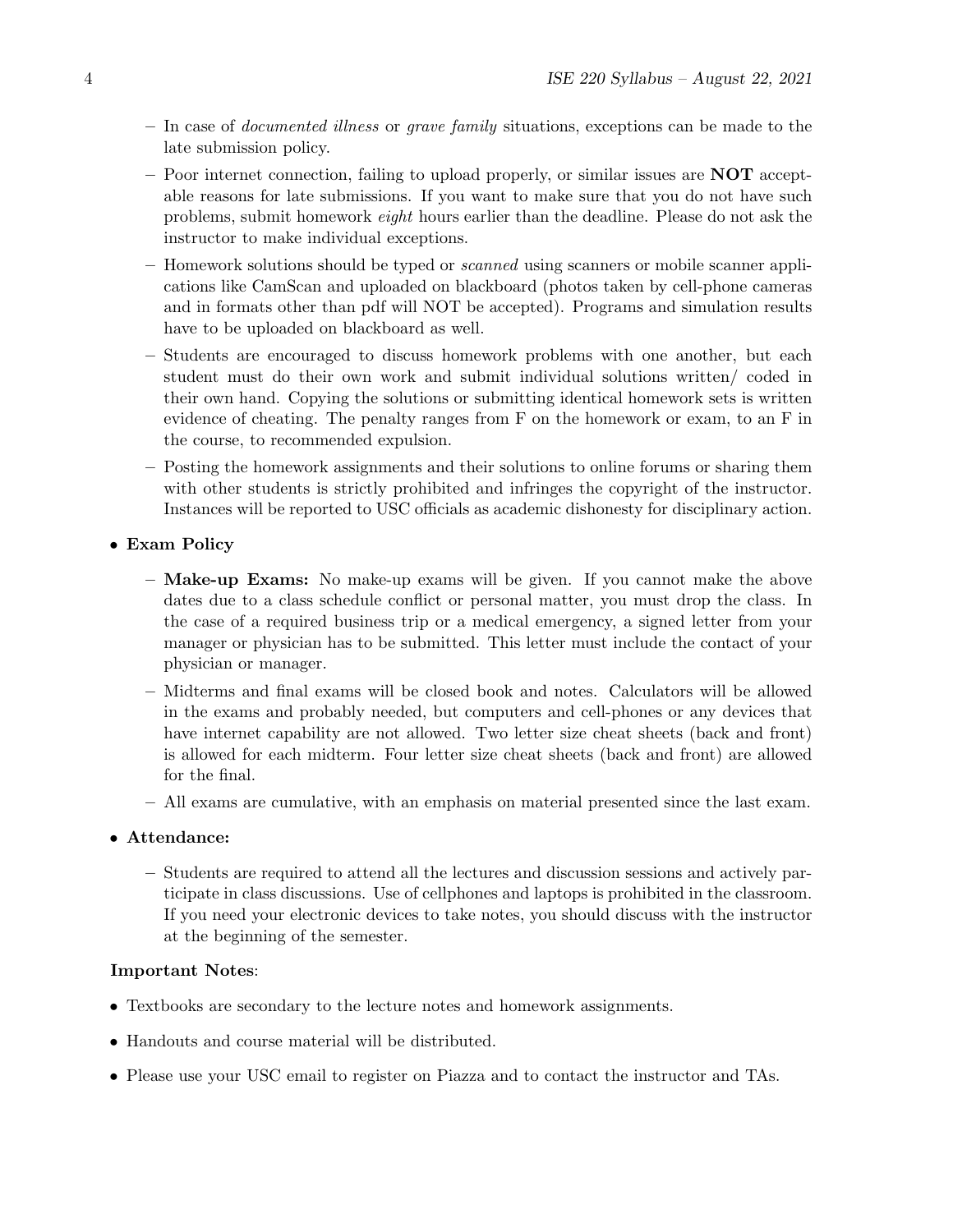- In case of *documented illness* or *grave family* situations, exceptions can be made to the late submission policy.
  - Poor internet connection, failing to upload properly, or similar issues are **NOT** acceptable reasons for late submissions. If you want to make sure that you do not have such problems, submit homework *eight* hours earlier than the deadline. Please do not ask the instructor to make individual exceptions.
  - Homework solutions should be typed or *scanned* using scanners or mobile scanner applications like CamScan and uploaded on blackboard (photos taken by cell-phone cameras and in formats other than pdf will NOT be accepted). Programs and simulation results have to be uploaded on blackboard as well.
  - Students are encouraged to discuss homework problems with one another, but each student must do their own work and submit individual solutions written/ coded in their own hand. Copying the solutions or submitting identical homework sets is written evidence of cheating. The penalty ranges from F on the homework or exam, to an F in the course, to recommended expulsion.
  - Posting the homework assignments and their solutions to online forums or sharing them with other students is strictly prohibited and infringes the copyright of the instructor. Instances will be reported to USC officials as academic dishonesty for disciplinary action.

- **Exam Policy**
  - **Make-up Exams:** No make-up exams will be given. If you cannot make the above dates due to a class schedule conflict or personal matter, you must drop the class. In the case of a required business trip or a medical emergency, a signed letter from your manager or physician has to be submitted. This letter must include the contact of your physician or manager.
  - Midterms and final exams will be closed book and notes. Calculators will be allowed in the exams and probably needed, but computers and cell-phones or any devices that have internet capability are not allowed. Two letter size cheat sheets (back and front) is allowed for each midterm. Four letter size cheat sheets (back and front) are allowed for the final.
  - All exams are cumulative, with an emphasis on material presented since the last exam.

- **Attendance:**
  - Students are required to attend all the lectures and discussion sessions and actively participate in class discussions. Use of cellphones and laptops is prohibited in the classroom. If you need your electronic devices to take notes, you should discuss with the instructor at the beginning of the semester.

**Important Notes**:

- Textbooks are secondary to the lecture notes and homework assignments.
- Handouts and course material will be distributed.
- Please use your USC email to register on Piazza and to contact the instructor and TAs.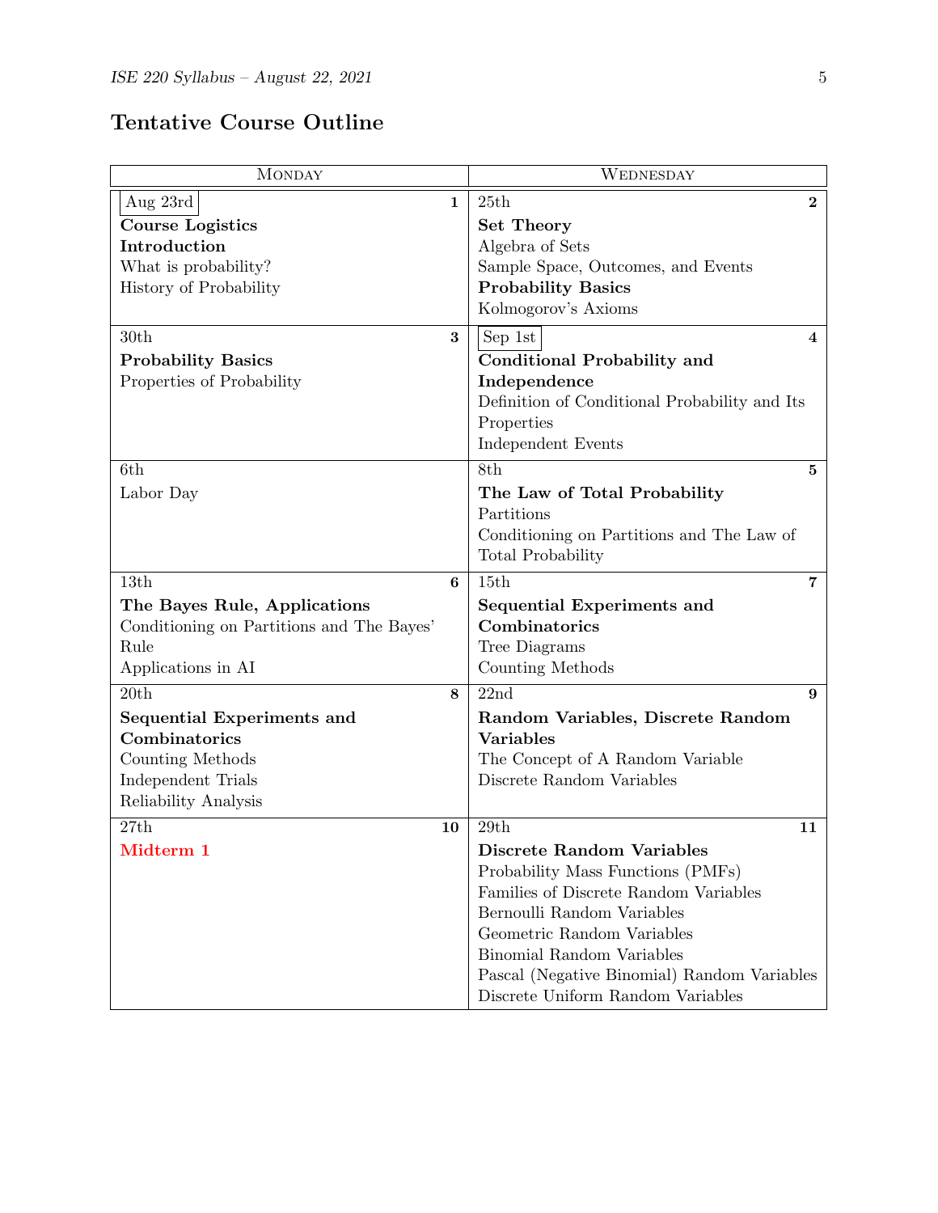## Tentative Course Outline

| MONDAY | WEDNESDAY |
|---|---|
| Aug 23rd — **1**<br>**Course Logistics**<br>**Introduction**<br>What is probability?<br>History of Probability | 25th — **2**<br>**Set Theory**<br>Algebra of Sets<br>Sample Space, Outcomes, and Events<br>**Probability Basics**<br>Kolmogorov's Axioms |
| 30th — **3**<br>**Probability Basics**<br>Properties of Probability | Sep 1st — **4**<br>**Conditional Probability and Independence**<br>Definition of Conditional Probability and Its Properties<br>Independent Events |
| 6th<br>Labor Day | 8th — **5**<br>**The Law of Total Probability**<br>Partitions<br>Conditioning on Partitions and The Law of Total Probability |
| 13th — **6**<br>**The Bayes Rule, Applications**<br>Conditioning on Partitions and The Bayes' Rule<br>Applications in AI | 15th — **7**<br>**Sequential Experiments and Combinatorics**<br>Tree Diagrams<br>Counting Methods |
| 20th — **8**<br>**Sequential Experiments and Combinatorics**<br>Counting Methods<br>Independent Trials<br>Reliability Analysis | 22nd — **9**<br>**Random Variables, Discrete Random Variables**<br>The Concept of A Random Variable<br>Discrete Random Variables |
| 27th — **10**<br>**Midterm 1** | 29th — **11**<br>**Discrete Random Variables**<br>Probability Mass Functions (PMFs)<br>Families of Discrete Random Variables<br>Bernoulli Random Variables<br>Geometric Random Variables<br>Binomial Random Variables<br>Pascal (Negative Binomial) Random Variables<br>Discrete Uniform Random Variables |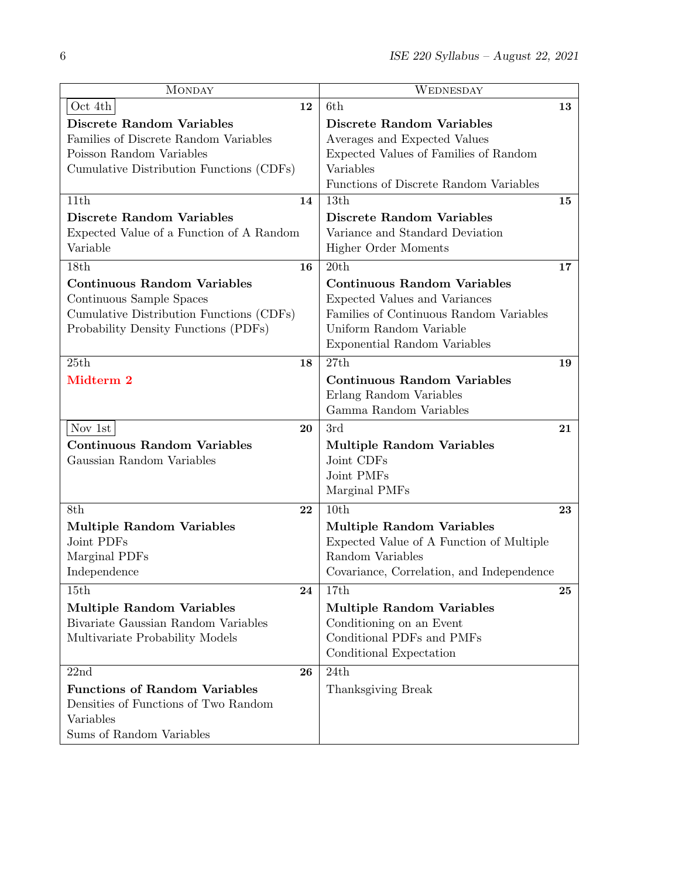| Monday | Wednesday |
|---|---|
| Oct 4th **12**<br>**Discrete Random Variables**<br>Families of Discrete Random Variables<br>Poisson Random Variables<br>Cumulative Distribution Functions (CDFs) | 6th **13**<br>**Discrete Random Variables**<br>Averages and Expected Values<br>Expected Values of Families of Random Variables<br>Functions of Discrete Random Variables |
| 11th **14**<br>**Discrete Random Variables**<br>Expected Value of a Function of A Random Variable | 13th **15**<br>**Discrete Random Variables**<br>Variance and Standard Deviation<br>Higher Order Moments |
| 18th **16**<br>**Continuous Random Variables**<br>Continuous Sample Spaces<br>Cumulative Distribution Functions (CDFs)<br>Probability Density Functions (PDFs) | 20th **17**<br>**Continuous Random Variables**<br>Expected Values and Variances<br>Families of Continuous Random Variables<br>Uniform Random Variable<br>Exponential Random Variables |
| 25th **18**<br>**Midterm 2** | 27th **19**<br>**Continuous Random Variables**<br>Erlang Random Variables<br>Gamma Random Variables |
| Nov 1st **20**<br>**Continuous Random Variables**<br>Gaussian Random Variables | 3rd **21**<br>**Multiple Random Variables**<br>Joint CDFs<br>Joint PMFs<br>Marginal PMFs |
| 8th **22**<br>**Multiple Random Variables**<br>Joint PDFs<br>Marginal PDFs<br>Independence | 10th **23**<br>**Multiple Random Variables**<br>Expected Value of A Function of Multiple Random Variables<br>Covariance, Correlation, and Independence |
| 15th **24**<br>**Multiple Random Variables**<br>Bivariate Gaussian Random Variables<br>Multivariate Probability Models | 17th **25**<br>**Multiple Random Variables**<br>Conditioning on an Event<br>Conditional PDFs and PMFs<br>Conditional Expectation |
| 22nd **26**<br>**Functions of Random Variables**<br>Densities of Functions of Two Random Variables<br>Sums of Random Variables | 24th<br>Thanksgiving Break |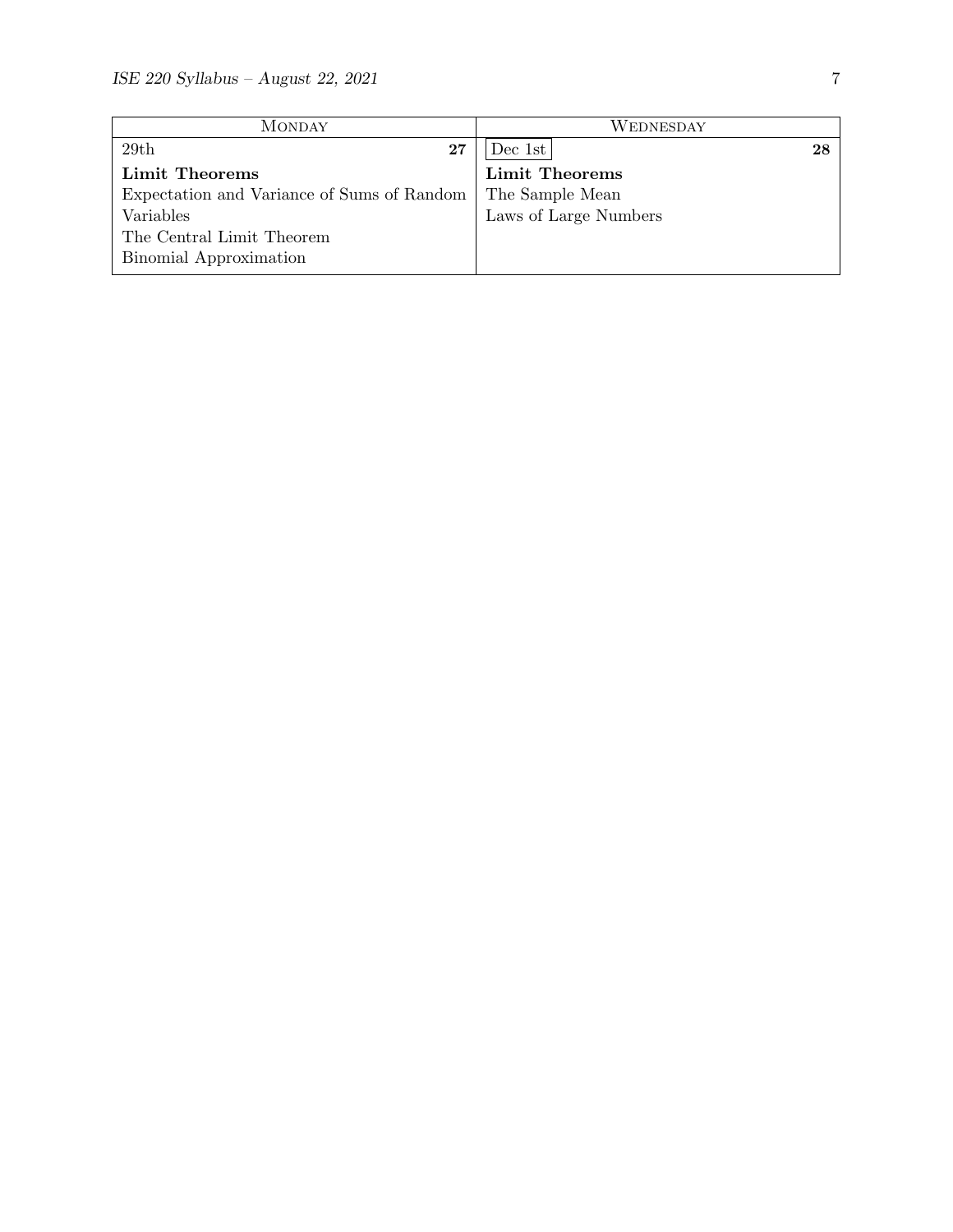| Monday | | Wednesday | |
|---|---|---|---|
| 29th | **27** | Dec 1st | **28** |
| **Limit Theorems**<br>Expectation and Variance of Sums of Random Variables<br>The Central Limit Theorem<br>Binomial Approximation | | **Limit Theorems**<br>The Sample Mean<br>Laws of Large Numbers | |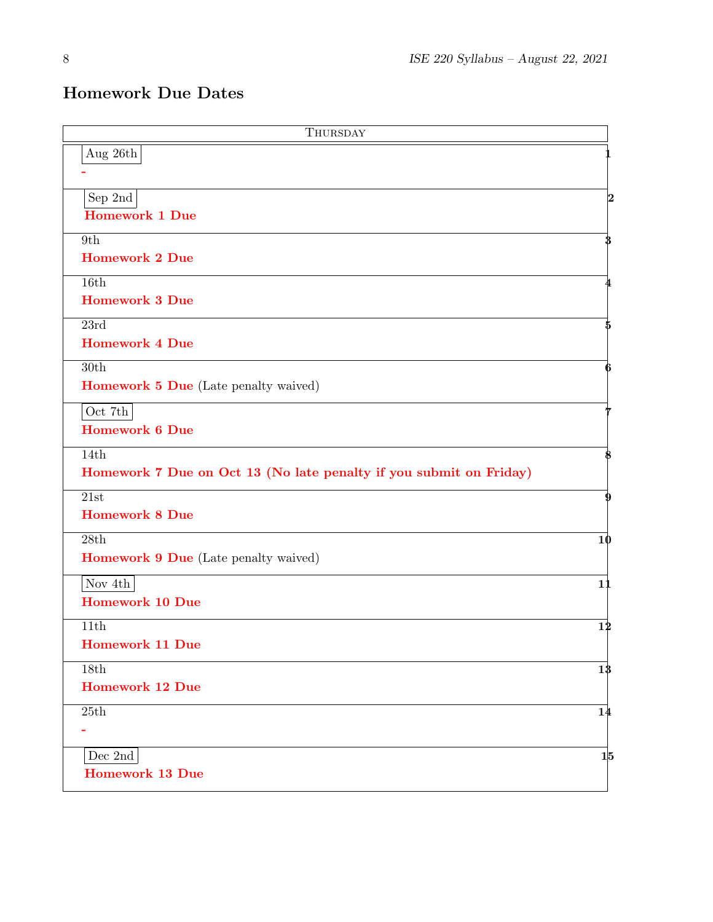## Homework Due Dates

| Thursday | |
|---|---|
| Aug 26th<br>- | 1 |
| Sep 2nd<br>**Homework 1 Due** | 2 |
| 9th<br>**Homework 2 Due** | 3 |
| 16th<br>**Homework 3 Due** | 4 |
| 23rd<br>**Homework 4 Due** | 5 |
| 30th<br>**Homework 5 Due** (Late penalty waived) | 6 |
| Oct 7th<br>**Homework 6 Due** | 7 |
| 14th<br>**Homework 7 Due on Oct 13 (No late penalty if you submit on Friday)** | 8 |
| 21st<br>**Homework 8 Due** | 9 |
| 28th<br>**Homework 9 Due** (Late penalty waived) | 10 |
| Nov 4th<br>**Homework 10 Due** | 11 |
| 11th<br>**Homework 11 Due** | 12 |
| 18th<br>**Homework 12 Due** | 13 |
| 25th<br>- | 14 |
| Dec 2nd<br>**Homework 13 Due** | 15 |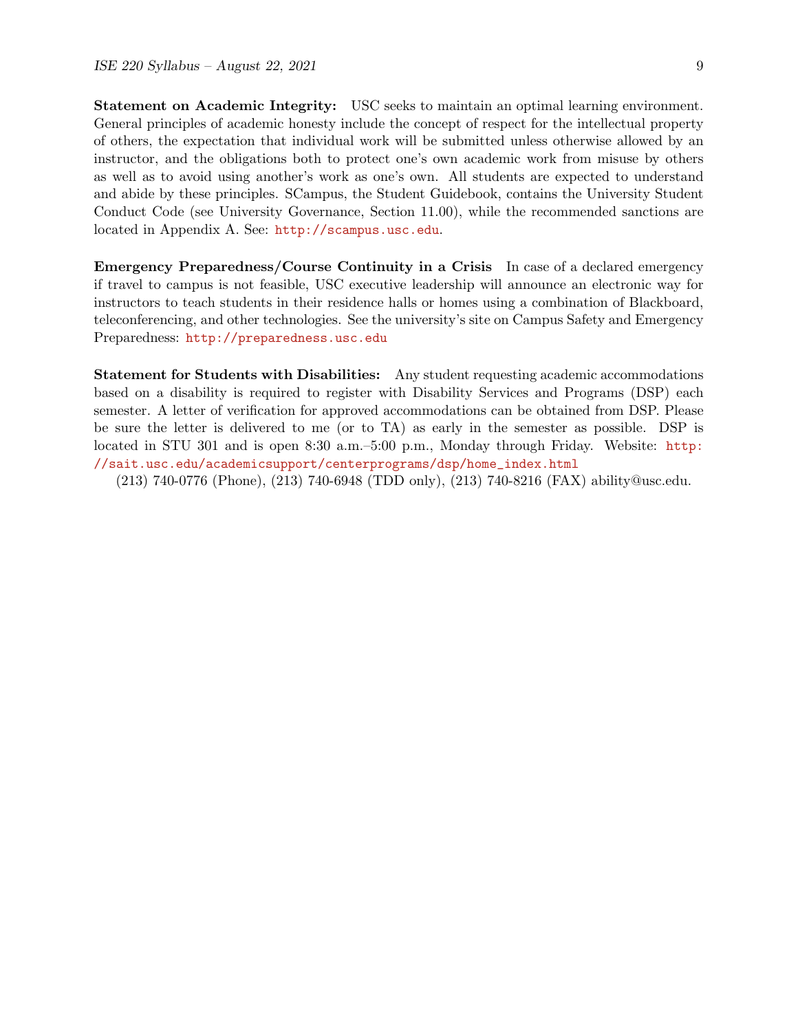**Statement on Academic Integrity:** USC seeks to maintain an optimal learning environment. General principles of academic honesty include the concept of respect for the intellectual property of others, the expectation that individual work will be submitted unless otherwise allowed by an instructor, and the obligations both to protect one's own academic work from misuse by others as well as to avoid using another's work as one's own. All students are expected to understand and abide by these principles. SCampus, the Student Guidebook, contains the University Student Conduct Code (see University Governance, Section 11.00), while the recommended sanctions are located in Appendix A. See: http://scampus.usc.edu.

**Emergency Preparedness/Course Continuity in a Crisis** In case of a declared emergency if travel to campus is not feasible, USC executive leadership will announce an electronic way for instructors to teach students in their residence halls or homes using a combination of Blackboard, teleconferencing, and other technologies. See the university's site on Campus Safety and Emergency Preparedness: http://preparedness.usc.edu

**Statement for Students with Disabilities:** Any student requesting academic accommodations based on a disability is required to register with Disability Services and Programs (DSP) each semester. A letter of verification for approved accommodations can be obtained from DSP. Please be sure the letter is delivered to me (or to TA) as early in the semester as possible. DSP is located in STU 301 and is open 8:30 a.m.–5:00 p.m., Monday through Friday. Website: http://sait.usc.edu/academicsupport/centerprograms/dsp/home_index.html

(213) 740-0776 (Phone), (213) 740-6948 (TDD only), (213) 740-8216 (FAX) ability@usc.edu.